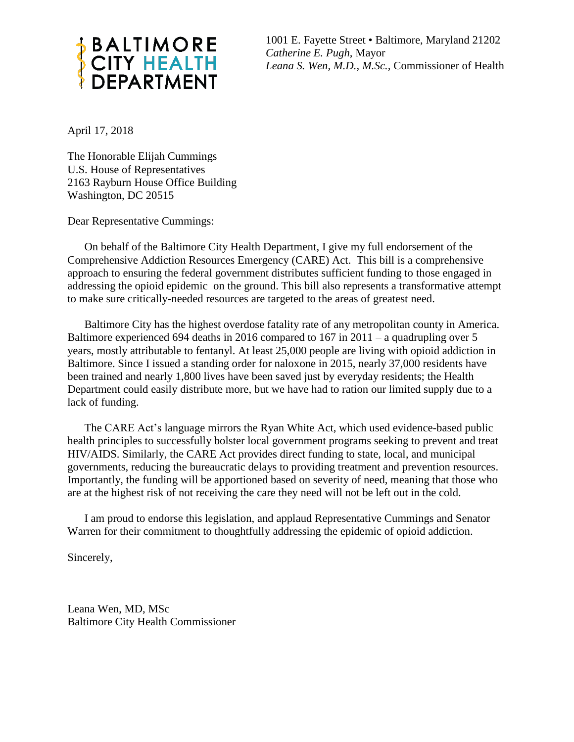**BALTIMORE CITY HEALTH DEPARTMENT**

1001 E. Fayette Street • Baltimore, Maryland 21202
*Catherine E. Pugh,* Mayor
*Leana S. Wen, M.D., M.Sc.,* Commissioner of Health

April 17, 2018

The Honorable Elijah Cummings
U.S. House of Representatives
2163 Rayburn House Office Building
Washington, DC 20515

Dear Representative Cummings:

On behalf of the Baltimore City Health Department, I give my full endorsement of the Comprehensive Addiction Resources Emergency (CARE) Act. This bill is a comprehensive approach to ensuring the federal government distributes sufficient funding to those engaged in addressing the opioid epidemic on the ground. This bill also represents a transformative attempt to make sure critically-needed resources are targeted to the areas of greatest need.

Baltimore City has the highest overdose fatality rate of any metropolitan county in America. Baltimore experienced 694 deaths in 2016 compared to 167 in 2011 – a quadrupling over 5 years, mostly attributable to fentanyl. At least 25,000 people are living with opioid addiction in Baltimore. Since I issued a standing order for naloxone in 2015, nearly 37,000 residents have been trained and nearly 1,800 lives have been saved just by everyday residents; the Health Department could easily distribute more, but we have had to ration our limited supply due to a lack of funding.

The CARE Act's language mirrors the Ryan White Act, which used evidence-based public health principles to successfully bolster local government programs seeking to prevent and treat HIV/AIDS. Similarly, the CARE Act provides direct funding to state, local, and municipal governments, reducing the bureaucratic delays to providing treatment and prevention resources. Importantly, the funding will be apportioned based on severity of need, meaning that those who are at the highest risk of not receiving the care they need will not be left out in the cold.

I am proud to endorse this legislation, and applaud Representative Cummings and Senator Warren for their commitment to thoughtfully addressing the epidemic of opioid addiction.

Sincerely,

Leana Wen, MD, MSc
Baltimore City Health Commissioner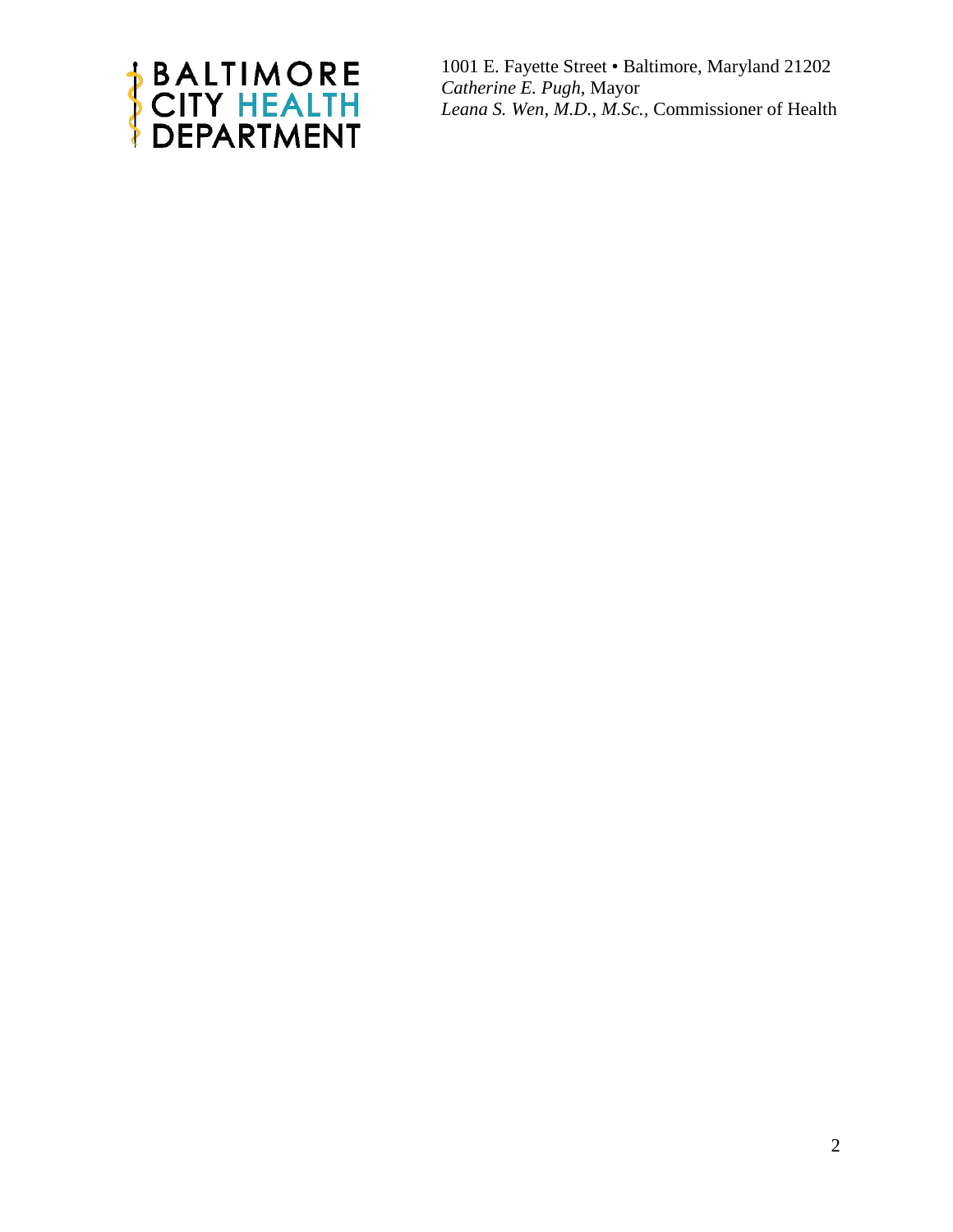BALTIMORE CITY HEALTH DEPARTMENT

1001 E. Fayette Street • Baltimore, Maryland 21202
*Catherine E. Pugh,* Mayor
*Leana S. Wen, M.D., M.Sc.,* Commissioner of Health